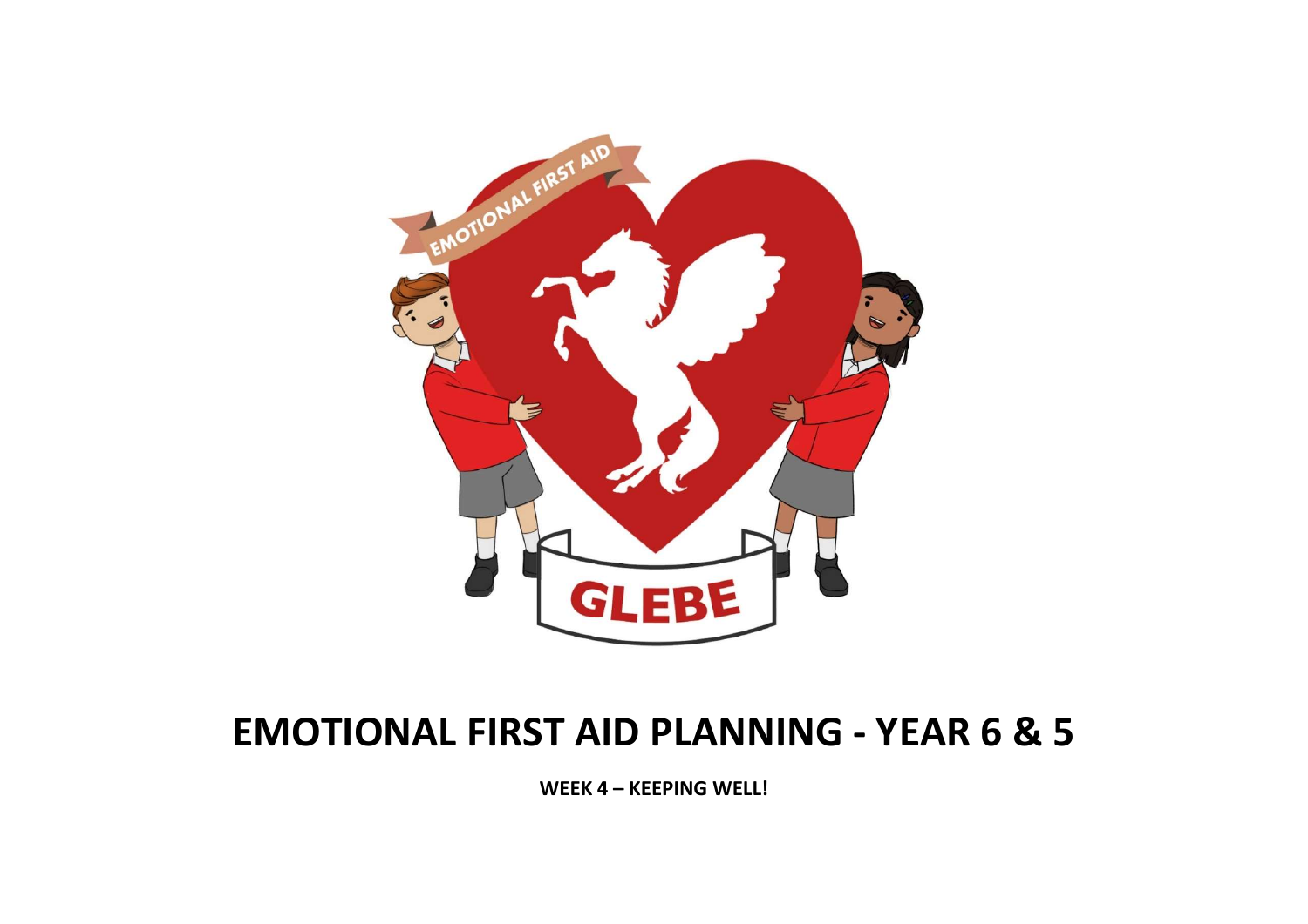# EMOTIONAL FIRST AID PLANNING - YEAR 6 & 5

**WEEK 4 – KEEPING WELL!**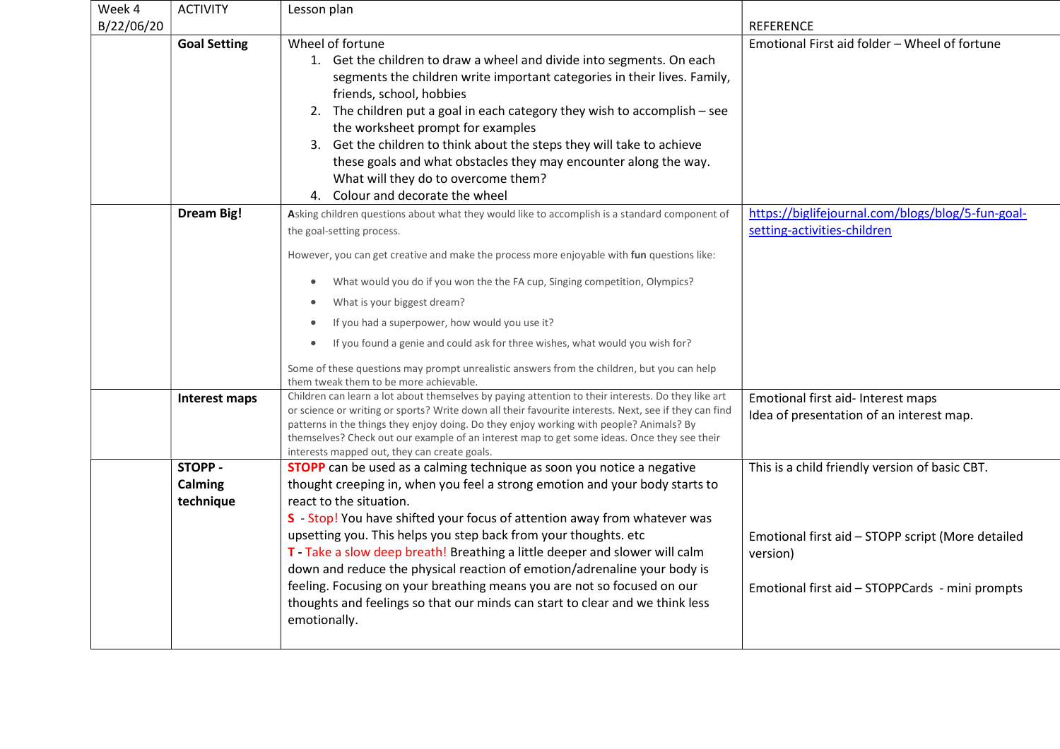| Week 4 B/22/06/20 | ACTIVITY | Lesson plan | REFERENCE |
|---|---|---|---|
| | **Goal Setting** | Wheel of fortune<br>1. Get the children to draw a wheel and divide into segments. On each segments the children write important categories in their lives. Family, friends, school, hobbies<br>2. The children put a goal in each category they wish to accomplish – see the worksheet prompt for examples<br>3. Get the children to think about the steps they will take to achieve these goals and what obstacles they may encounter along the way. What will they do to overcome them?<br>4. Colour and decorate the wheel | Emotional First aid folder – Wheel of fortune |
| | **Dream Big!** | **A**sking children questions about what they would like to accomplish is a standard component of the goal-setting process.<br>However, you can get creative and make the process more enjoyable with **fun** questions like:<br>• What would you do if you won the the FA cup, Singing competition, Olympics?<br>• What is your biggest dream?<br>• If you had a superpower, how would you use it?<br>• If you found a genie and could ask for three wishes, what would you wish for?<br>Some of these questions may prompt unrealistic answers from the children, but you can help them tweak them to be more achievable. | https://biglifejournal.com/blogs/blog/5-fun-goal-setting-activities-children |
| | **Interest maps** | Children can learn a lot about themselves by paying attention to their interests. Do they like art or science or writing or sports? Write down all their favourite interests. Next, see if they can find patterns in the things they enjoy doing. Do they enjoy working with people? Animals? By themselves? Check out our example of an interest map to get some ideas. Once they see their interests mapped out, they can create goals. | Emotional first aid- Interest maps<br>Idea of presentation of an interest map. |
| | **STOPP - Calming technique** | **STOPP** can be used as a calming technique as soon you notice a negative thought creeping in, when you feel a strong emotion and your body starts to react to the situation.<br>**S** - Stop! You have shifted your focus of attention away from whatever was upsetting you. This helps you step back from your thoughts. etc<br>**T** - Take a slow deep breath! Breathing a little deeper and slower will calm down and reduce the physical reaction of emotion/adrenaline your body is feeling. Focusing on your breathing means you are not so focused on our thoughts and feelings so that our minds can start to clear and we think less emotionally. | This is a child friendly version of basic CBT.<br><br>Emotional first aid – STOPP script (More detailed version)<br><br>Emotional first aid – STOPPCards - mini prompts |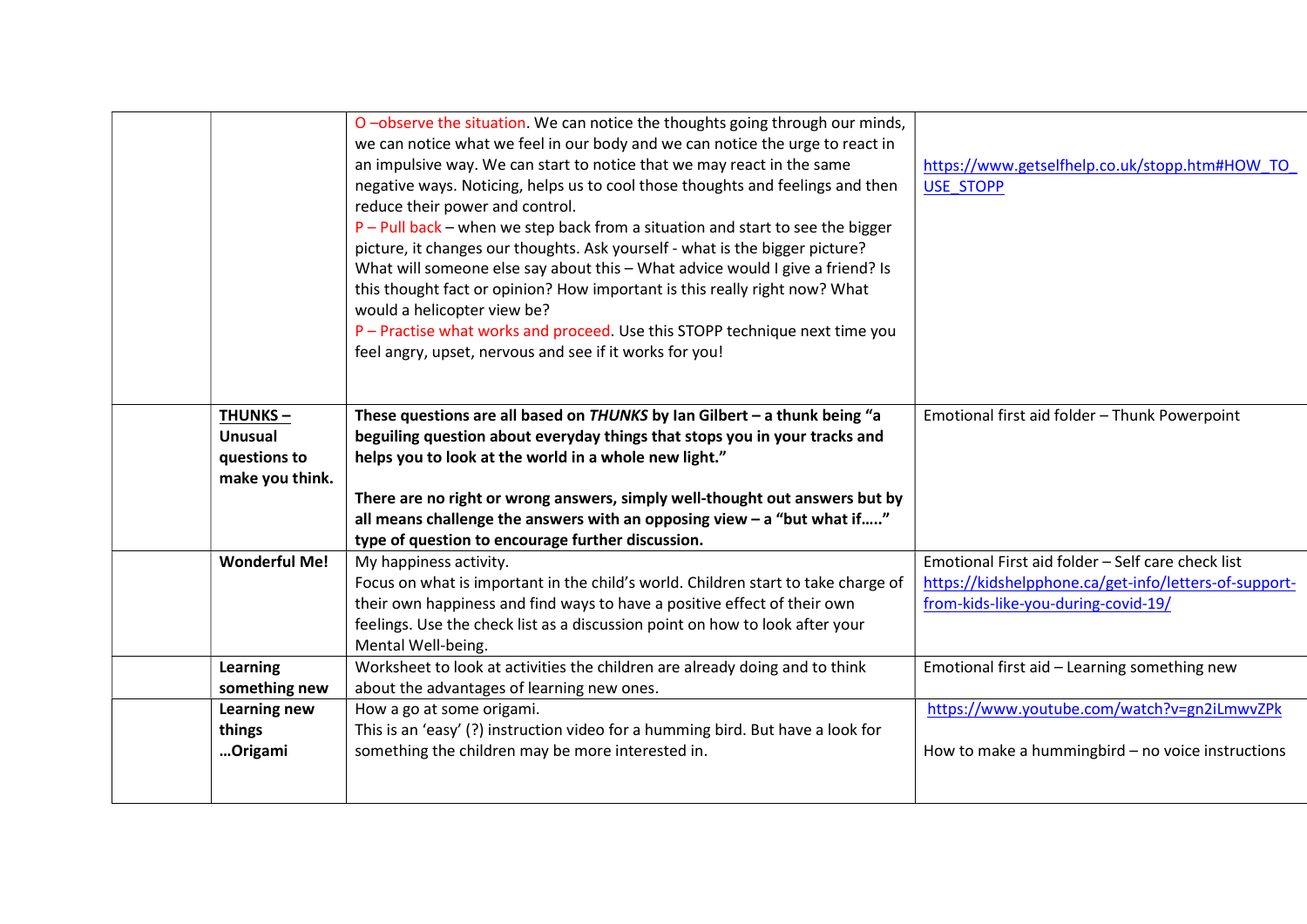|  |  |  |  |
|---|---|---|---|
|  |  | O –observe the situation. We can notice the thoughts going through our minds, we can notice what we feel in our body and we can notice the urge to react in an impulsive way. We can start to notice that we may react in the same negative ways. Noticing, helps us to cool those thoughts and feelings and then reduce their power and control.<br>P – Pull back – when we step back from a situation and start to see the bigger picture, it changes our thoughts. Ask yourself - what is the bigger picture? What will someone else say about this – What advice would I give a friend? Is this thought fact or opinion? How important is this really right now? What would a helicopter view be?<br>P – Practise what works and proceed. Use this STOPP technique next time you feel angry, upset, nervous and see if it works for you! | https://www.getselfhelp.co.uk/stopp.htm#HOW_TO_USE_STOPP |
|  | **THUNKS – Unusual questions to make you think.** | **These questions are all based on *THUNKS* by Ian Gilbert – a thunk being "a beguiling question about everyday things that stops you in your tracks and helps you to look at the world in a whole new light."**<br><br>**There are no right or wrong answers, simply well-thought out answers but by all means challenge the answers with an opposing view – a "but what if….." type of question to encourage further discussion.** | Emotional first aid folder – Thunk Powerpoint |
|  | **Wonderful Me!** | My happiness activity.<br>Focus on what is important in the child's world. Children start to take charge of their own happiness and find ways to have a positive effect on their own feelings. Use the check list as a discussion point on how to look after your Mental Well-being. | Emotional First aid folder – Self care check list<br>https://kidshelpphone.ca/get-info/letters-of-support-from-kids-like-you-during-covid-19/ |
|  | **Learning something new** | Worksheet to look at activities the children are already doing and to think about the advantages of learning new ones. | Emotional first aid – Learning something new |
|  | **Learning new things …Origami** | How a go at some origami.<br>This is an 'easy' (?) instruction video for a humming bird. But have a look for something the children may be more interested in. | https://www.youtube.com/watch?v=gn2iLmwvZPk<br><br>How to make a hummingbird – no voice instructions |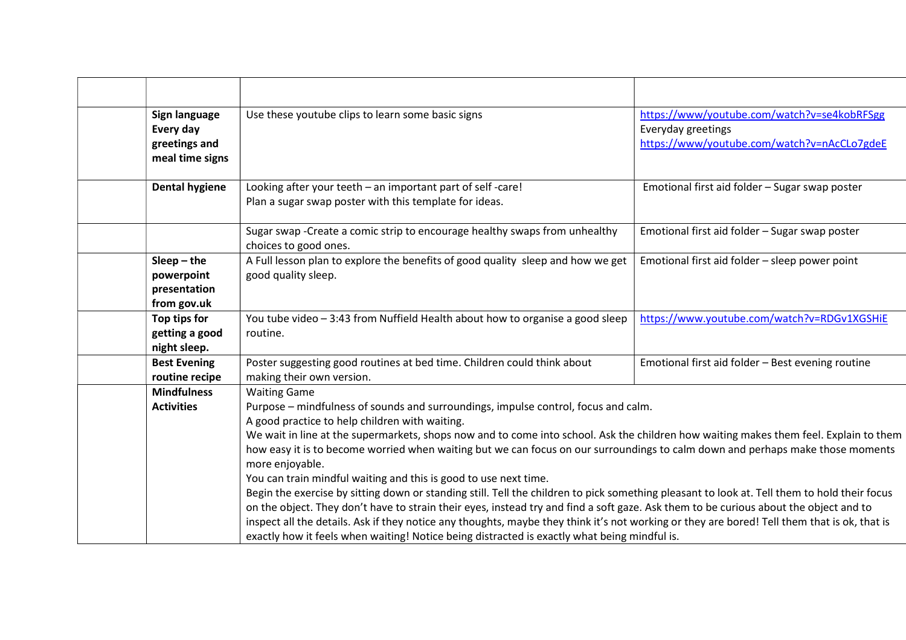| | | | |
|---|---|---|---|
| | | | |
| | **Sign language Every day greetings and meal time signs** | Use these youtube clips to learn some basic signs | https://www/youtube.com/watch?v=se4kobRFSgg<br>Everyday greetings<br>https://www/youtube.com/watch?v=nAcCLo7gdeE |
| | **Dental hygiene** | Looking after your teeth – an important part of self -care!<br>Plan a sugar swap poster with this template for ideas. | Emotional first aid folder – Sugar swap poster |
| | | Sugar swap -Create a comic strip to encourage healthy swaps from unhealthy choices to good ones. | Emotional first aid folder – Sugar swap poster |
| | **Sleep – the powerpoint presentation from gov.uk** | A Full lesson plan to explore the benefits of good quality sleep and how we get good quality sleep. | Emotional first aid folder – sleep power point |
| | **Top tips for getting a good night sleep.** | You tube video – 3:43 from Nuffield Health about how to organise a good sleep routine. | https://www.youtube.com/watch?v=RDGv1XGSHiE |
| | **Best Evening routine recipe** | Poster suggesting good routines at bed time. Children could think about making their own version. | Emotional first aid folder – Best evening routine |
| | **Mindfulness Activities** | Waiting Game<br>Purpose – mindfulness of sounds and surroundings, impulse control, focus and calm.<br>A good practice to help children with waiting.<br>We wait in line at the supermarkets, shops now and to come into school. Ask the children how waiting makes them feel. Explain to them how easy it is to become worried when waiting but we can focus on our surroundings to calm down and perhaps make those moments more enjoyable.<br>You can train mindful waiting and this is good to use next time.<br>Begin the exercise by sitting down or standing still. Tell the children to pick something pleasant to look at. Tell them to hold their focus on the object. They don't have to strain their eyes, instead try and find a soft gaze. Ask them to be curious about the object and to inspect all the details. Ask if they notice any thoughts, maybe they think it's not working or they are bored! Tell them that is ok, that is exactly how it feels when waiting! Notice being distracted is exactly what being mindful is. | |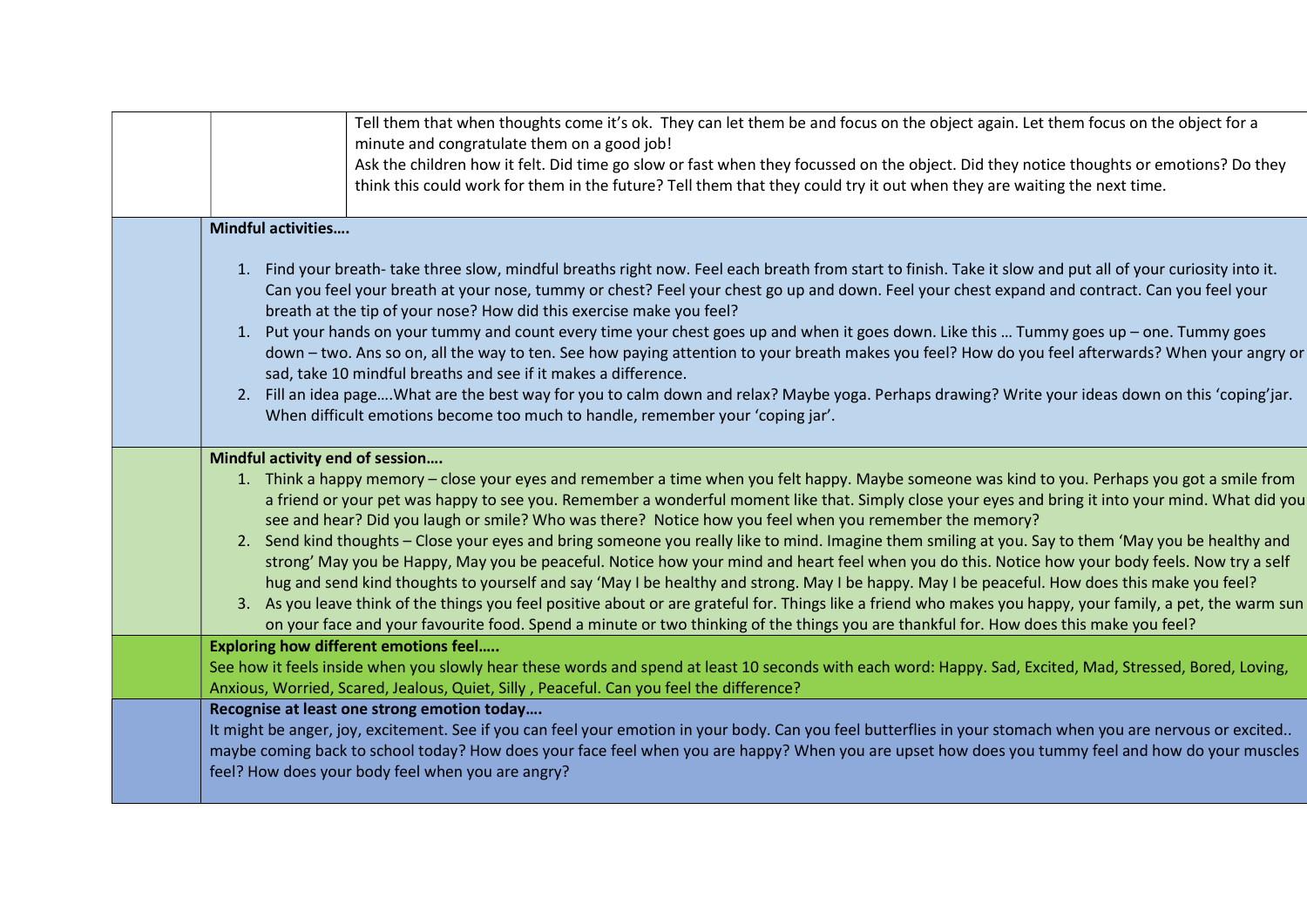| | | |
|---|---|---|
| | | Tell them that when thoughts come it's ok. They can let them be and focus on the object again. Let them focus on the object for a minute and congratulate them on a good job!<br>Ask the children how it felt. Did time go slow or fast when they focussed on the object. Did they notice thoughts or emotions? Do they think this could work for them in the future? Tell them that they could try it out when they are waiting the next time. |

**Mindful activities….**

1. Find your breath- take three slow, mindful breaths right now. Feel each breath from start to finish. Take it slow and put all of your curiosity into it. Can you feel your breath at your nose, tummy or chest? Feel your chest go up and down. Feel your chest expand and contract. Can you feel your breath at the tip of your nose? How did this exercise make you feel?
1. Put your hands on your tummy and count every time your chest goes up and when it goes down. Like this … Tummy goes up – one. Tummy goes down – two. Ans so on, all the way to ten. See how paying attention to your breath makes you feel? How do you feel afterwards? When your angry or sad, take 10 mindful breaths and see if it makes a difference.
2. Fill an idea page….What are the best way for you to calm down and relax? Maybe yoga. Perhaps drawing? Write your ideas down on this 'coping'jar. When difficult emotions become too much to handle, remember your 'coping jar'.

**Mindful activity end of session….**

1. Think a happy memory – close your eyes and remember a time when you felt happy. Maybe someone was kind to you. Perhaps you got a smile from a friend or your pet was happy to see you. Remember a wonderful moment like that. Simply close your eyes and bring it into your mind. What did you see and hear? Did you laugh or smile? Who was there? Notice how you feel when you remember the memory?
2. Send kind thoughts – Close your eyes and bring someone you really like to mind. Imagine them smiling at you. Say to them 'May you be healthy and strong' May you be Happy, May you be peaceful. Notice how your mind and heart feel when you do this. Notice how your body feels. Now try a self hug and send kind thoughts to yourself and say 'May I be healthy and strong. May I be happy. May I be peaceful. How does this make you feel?
3. As you leave think of the things you feel positive about or are grateful for. Things like a friend who makes you happy, your family, a pet, the warm sun on your face and your favourite food. Spend a minute or two thinking of the things you are thankful for. How does this make you feel?

**Exploring how different emotions feel…..**

See how it feels inside when you slowly hear these words and spend at least 10 seconds with each word: Happy. Sad, Excited, Mad, Stressed, Bored, Loving, Anxious, Worried, Scared, Jealous, Quiet, Silly , Peaceful. Can you feel the difference?

**Recognise at least one strong emotion today….**

It might be anger, joy, excitement. See if you can feel your emotion in your body. Can you feel butterflies in your stomach when you are nervous or excited.. maybe coming back to school today? How does your face feel when you are happy? When you are upset how does you tummy feel and how do your muscles feel? How does your body feel when you are angry?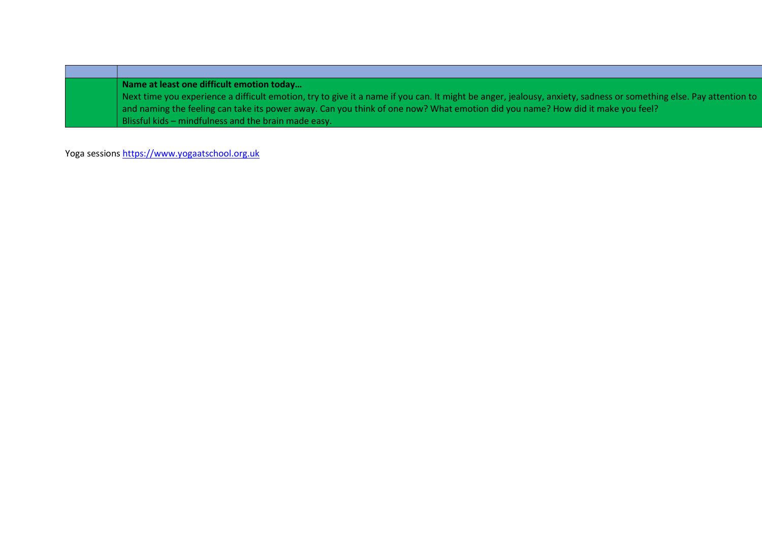| | |
|---|---|
| | **Name at least one difficult emotion today…**<br>Next time you experience a difficult emotion, try to give it a name if you can. It might be anger, jealousy, anxiety, sadness or something else. Pay attention to and naming the feeling can take its power away. Can you think of one now? What emotion did you name? How did it make you feel?<br>Blissful kids – mindfulness and the brain made easy. |

Yoga sessions https://www.yogaatschool.org.uk